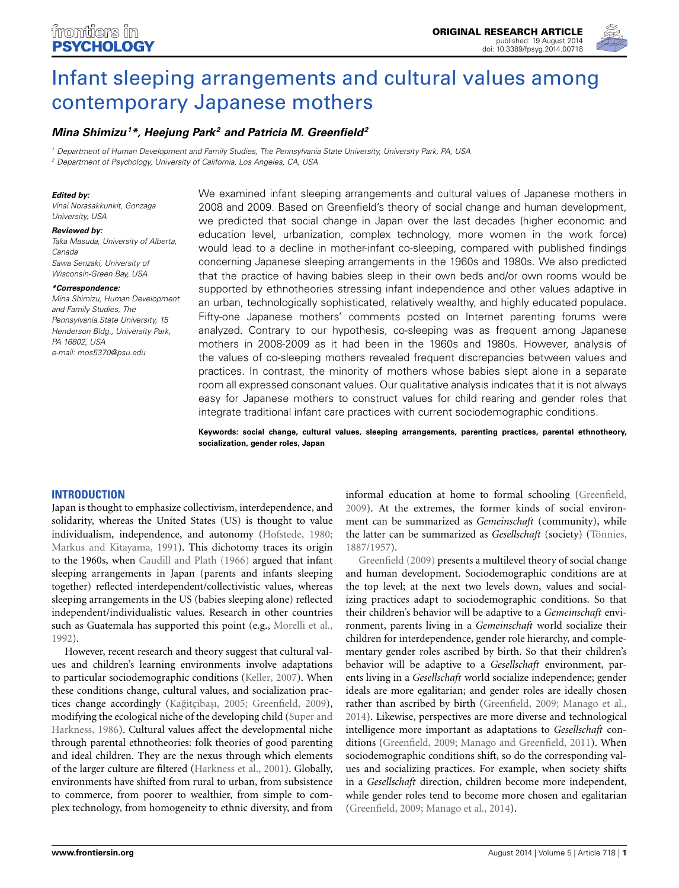# Infant sleeping arrangements and cultural values among contemporary Japanese mothers

***Mina Shimizu[1]\*, Heejung Park[2] and Patricia M. Greenfield[2]***

[1] Department of Human Development and Family Studies, The Pennsylvania State University, University Park, PA, USA
[2] Department of Psychology, University of California, Los Angeles, CA, USA

**Edited by:**
Vinai Norasakkunkit, Gonzaga University, USA

**Reviewed by:**
Taka Masuda, University of Alberta, Canada
Sawa Senzaki, University of Wisconsin-Green Bay, USA

***Correspondence:**
Mina Shimizu, Human Development and Family Studies, The Pennsylvania State University, 15 Henderson Bldg., University Park, PA 16802, USA
e-mail: mos5370@psu.edu

We examined infant sleeping arrangements and cultural values of Japanese mothers in 2008 and 2009. Based on Greenfield's theory of social change and human development, we predicted that social change in Japan over the last decades (higher economic and education level, urbanization, complex technology, more women in the work force) would lead to a decline in mother-infant co-sleeping, compared with published findings concerning Japanese sleeping arrangements in the 1960s and 1980s. We also predicted that the practice of having babies sleep in their own beds and/or own rooms would be supported by ethnotheories stressing infant independence and other values adaptive in an urban, technologically sophisticated, relatively wealthy, and highly educated populace. Fifty-one Japanese mothers' comments posted on Internet parenting forums were analyzed. Contrary to our hypothesis, co-sleeping was as frequent among Japanese mothers in 2008-2009 as it had been in the 1960s and 1980s. However, analysis of the values of co-sleeping mothers revealed frequent discrepancies between values and practices. In contrast, the minority of mothers whose babies slept alone in a separate room all expressed consonant values. Our qualitative analysis indicates that it is not always easy for Japanese mothers to construct values for child rearing and gender roles that integrate traditional infant care practices with current sociodemographic conditions.

**Keywords: social change, cultural values, sleeping arrangements, parenting practices, parental ethnotheory, socialization, gender roles, Japan**

## INTRODUCTION

Japan is thought to emphasize collectivism, interdependence, and solidarity, whereas the United States (US) is thought to value individualism, independence, and autonomy (Hofstede, 1980; Markus and Kitayama, 1991). This dichotomy traces its origin to the 1960s, when Caudill and Plath (1966) argued that infant sleeping arrangements in Japan (parents and infants sleeping together) reflected interdependent/collectivistic values, whereas sleeping arrangements in the US (babies sleeping alone) reflected independent/individualistic values. Research in other countries such as Guatemala has supported this point (e.g., Morelli et al., 1992).

However, recent research and theory suggest that cultural values and children's learning environments involve adaptations to particular sociodemographic conditions (Keller, 2007). When these conditions change, cultural values, and socialization practices change accordingly (Kağıtçıbaşı, 2005; Greenfield, 2009), modifying the ecological niche of the developing child (Super and Harkness, 1986). Cultural values affect the developmental niche through parental ethnotheories: folk theories of good parenting and ideal children. They are the nexus through which elements of the larger culture are filtered (Harkness et al., 2001). Globally, environments have shifted from rural to urban, from subsistence to commerce, from poorer to wealthier, from simple to complex technology, from homogeneity to ethnic diversity, and from informal education at home to formal schooling (Greenfield, 2009). At the extremes, the former kinds of social environment can be summarized as *Gemeinschaft* (community), while the latter can be summarized as *Gesellschaft* (society) (Tönnies, 1887/1957).

Greenfield (2009) presents a multilevel theory of social change and human development. Sociodemographic conditions are at the top level; at the next two levels down, values and socializing practices adapt to sociodemographic conditions. So that their children's behavior will be adaptive to a *Gemeinschaft* environment, parents living in a *Gemeinschaft* world socialize their children for interdependence, gender role hierarchy, and complementary gender roles ascribed by birth. So that their children's behavior will be adaptive to a *Gesellschaft* environment, parents living in a *Gesellschaft* world socialize independence; gender ideals are more egalitarian; and gender roles are ideally chosen rather than ascribed by birth (Greenfield, 2009; Manago et al., 2014). Likewise, perspectives are more diverse and technological intelligence more important as adaptations to *Gesellschaft* conditions (Greenfield, 2009; Manago and Greenfield, 2011). When sociodemographic conditions shift, so do the corresponding values and socializing practices. For example, when society shifts in a *Gesellschaft* direction, children become more independent, while gender roles tend to become more chosen and egalitarian (Greenfield, 2009; Manago et al., 2014).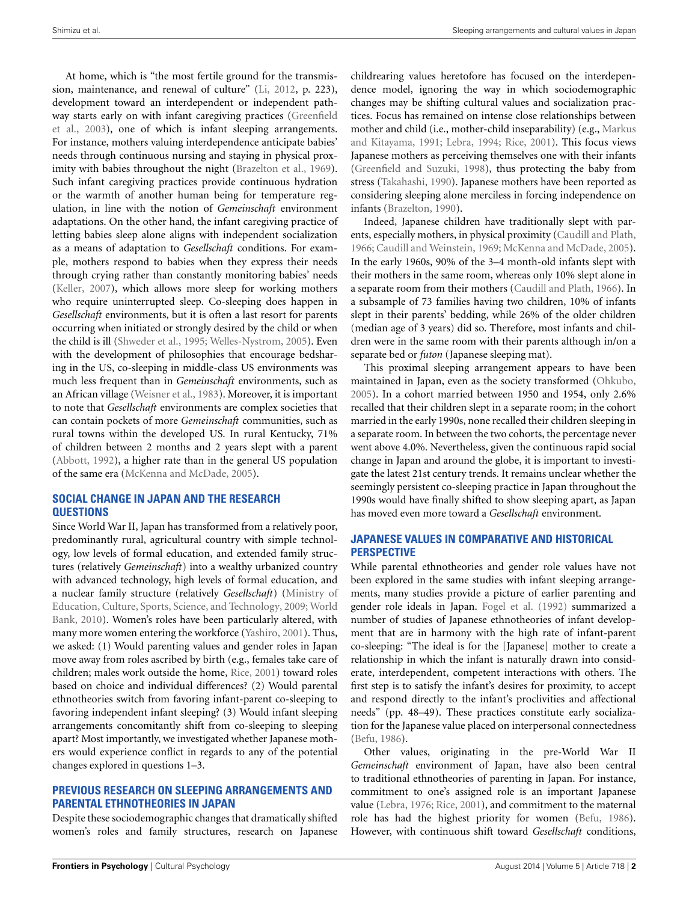At home, which is "the most fertile ground for the transmission, maintenance, and renewal of culture" (Li, 2012, p. 223), development toward an interdependent or independent pathway starts early on with infant caregiving practices (Greenfield et al., 2003), one of which is infant sleeping arrangements. For instance, mothers valuing interdependence anticipate babies' needs through continuous nursing and staying in physical proximity with babies throughout the night (Brazelton et al., 1969). Such infant caregiving practices provide continuous hydration or the warmth of another human being for temperature regulation, in line with the notion of *Gemeinschaft* environment adaptations. On the other hand, the infant caregiving practice of letting babies sleep alone aligns with independent socialization as a means of adaptation to *Gesellschaft* conditions. For example, mothers respond to babies when they express their needs through crying rather than constantly monitoring babies' needs (Keller, 2007), which allows more sleep for working mothers who require uninterrupted sleep. Co-sleeping does happen in *Gesellschaft* environments, but it is often a last resort for parents occurring when initiated or strongly desired by the child or when the child is ill (Shweder et al., 1995; Welles-Nystrom, 2005). Even with the development of philosophies that encourage bedsharing in the US, co-sleeping in middle-class US environments was much less frequent than in *Gemeinschaft* environments, such as an African village (Weisner et al., 1983). Moreover, it is important to note that *Gesellschaft* environments are complex societies that can contain pockets of more *Gemeinschaft* communities, such as rural towns within the developed US. In rural Kentucky, 71% of children between 2 months and 2 years slept with a parent (Abbott, 1992), a higher rate than in the general US population of the same era (McKenna and McDade, 2005).

## SOCIAL CHANGE IN JAPAN AND THE RESEARCH QUESTIONS

Since World War II, Japan has transformed from a relatively poor, predominantly rural, agricultural country with simple technology, low levels of formal education, and extended family structures (relatively *Gemeinschaft*) into a wealthy urbanized country with advanced technology, high levels of formal education, and a nuclear family structure (relatively *Gesellschaft*) (Ministry of Education, Culture, Sports, Science, and Technology, 2009; World Bank, 2010). Women's roles have been particularly altered, with many more women entering the workforce (Yashiro, 2001). Thus, we asked: (1) Would parenting values and gender roles in Japan move away from roles ascribed by birth (e.g., females take care of children; males work outside the home, Rice, 2001) toward roles based on choice and individual differences? (2) Would parental ethnotheories switch from favoring infant-parent co-sleeping to favoring independent infant sleeping? (3) Would infant sleeping arrangements concomitantly shift from co-sleeping to sleeping apart? Most importantly, we investigated whether Japanese mothers would experience conflict in regards to any of the potential changes explored in questions 1–3.

## PREVIOUS RESEARCH ON SLEEPING ARRANGEMENTS AND PARENTAL ETHNOTHEORIES IN JAPAN

Despite these sociodemographic changes that dramatically shifted women's roles and family structures, research on Japanese childrearing values heretofore has focused on the interdependence model, ignoring the way in which sociodemographic changes may be shifting cultural values and socialization practices. Focus has remained on intense close relationships between mother and child (i.e., mother-child inseparability) (e.g., Markus and Kitayama, 1991; Lebra, 1994; Rice, 2001). This focus views Japanese mothers as perceiving themselves one with their infants (Greenfield and Suzuki, 1998), thus protecting the baby from stress (Takahashi, 1990). Japanese mothers have been reported as considering sleeping alone merciless in forcing independence on infants (Brazelton, 1990).

Indeed, Japanese children have traditionally slept with parents, especially mothers, in physical proximity (Caudill and Plath, 1966; Caudill and Weinstein, 1969; McKenna and McDade, 2005). In the early 1960s, 90% of the 3–4 month-old infants slept with their mothers in the same room, whereas only 10% slept alone in a separate room from their mothers (Caudill and Plath, 1966). In a subsample of 73 families having two children, 10% of infants slept in their parents' bedding, while 26% of the older children (median age of 3 years) did so. Therefore, most infants and children were in the same room with their parents although in/on a separate bed or *futon* (Japanese sleeping mat).

This proximal sleeping arrangement appears to have been maintained in Japan, even as the society transformed (Ohkubo, 2005). In a cohort married between 1950 and 1954, only 2.6% recalled that their children slept in a separate room; in the cohort married in the early 1990s, none recalled their children sleeping in a separate room. In between the two cohorts, the percentage never went above 4.0%. Nevertheless, given the continuous rapid social change in Japan and around the globe, it is important to investigate the latest 21st century trends. It remains unclear whether the seemingly persistent co-sleeping practice in Japan throughout the 1990s would have finally shifted to show sleeping apart, as Japan has moved even more toward a *Gesellschaft* environment.

## JAPANESE VALUES IN COMPARATIVE AND HISTORICAL PERSPECTIVE

While parental ethnotheories and gender role values have not been explored in the same studies with infant sleeping arrangements, many studies provide a picture of earlier parenting and gender role ideals in Japan. Fogel et al. (1992) summarized a number of studies of Japanese ethnotheories of infant development that are in harmony with the high rate of infant-parent co-sleeping: "The ideal is for the [Japanese] mother to create a relationship in which the infant is naturally drawn into considerate, interdependent, competent interactions with others. The first step is to satisfy the infant's desires for proximity, to accept and respond directly to the infant's proclivities and affectional needs" (pp. 48–49). These practices constitute early socialization for the Japanese value placed on interpersonal connectedness (Befu, 1986).

Other values, originating in the pre-World War II *Gemeinschaft* environment of Japan, have also been central to traditional ethnotheories of parenting in Japan. For instance, commitment to one's assigned role is an important Japanese value (Lebra, 1976; Rice, 2001), and commitment to the maternal role has had the highest priority for women (Befu, 1986). However, with continuous shift toward *Gesellschaft* conditions,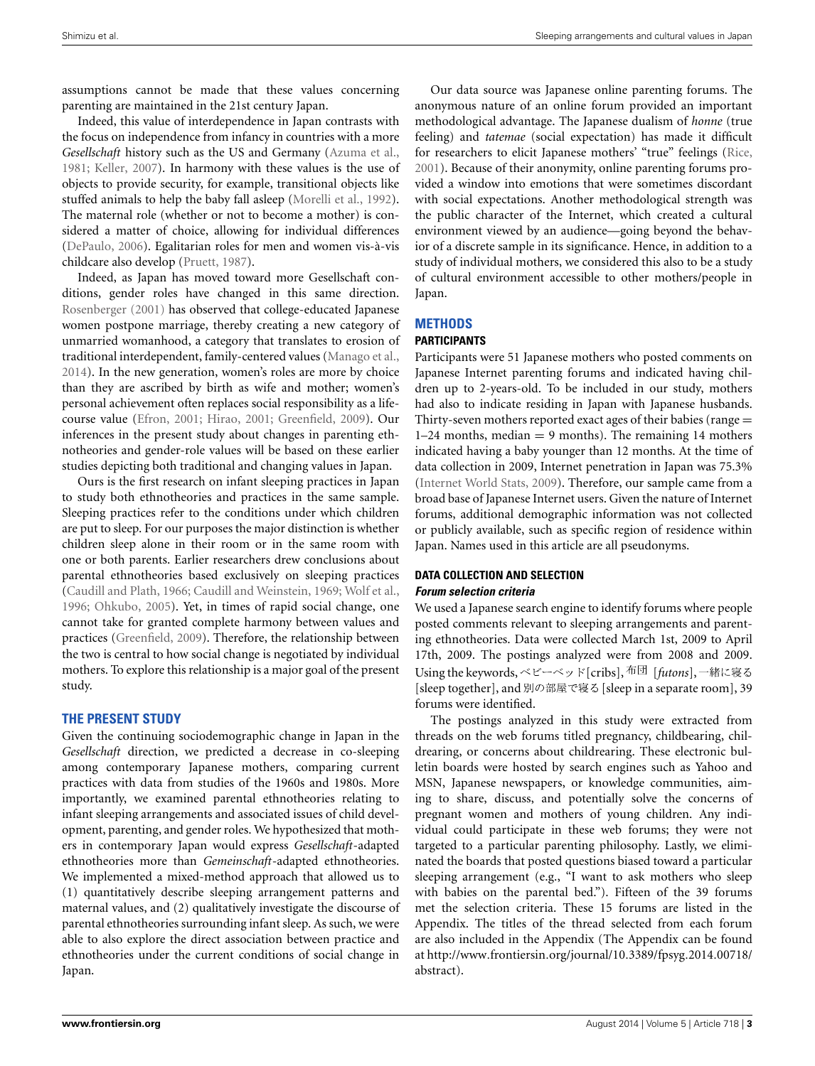assumptions cannot be made that these values concerning parenting are maintained in the 21st century Japan.

Indeed, this value of interdependence in Japan contrasts with the focus on independence from infancy in countries with a more *Gesellschaft* history such as the US and Germany (Azuma et al., 1981; Keller, 2007). In harmony with these values is the use of objects to provide security, for example, transitional objects like stuffed animals to help the baby fall asleep (Morelli et al., 1992). The maternal role (whether or not to become a mother) is considered a matter of choice, allowing for individual differences (DePaulo, 2006). Egalitarian roles for men and women vis-à-vis childcare also develop (Pruett, 1987).

Indeed, as Japan has moved toward more Gesellschaft conditions, gender roles have changed in this same direction. Rosenberger (2001) has observed that college-educated Japanese women postpone marriage, thereby creating a new category of unmarried womanhood, a category that translates to erosion of traditional interdependent, family-centered values (Manago et al., 2014). In the new generation, women's roles are more by choice than they are ascribed by birth as wife and mother; women's personal achievement often replaces social responsibility as a life-course value (Efron, 2001; Hirao, 2001; Greenfield, 2009). Our inferences in the present study about changes in parenting ethnotheories and gender-role values will be based on these earlier studies depicting both traditional and changing values in Japan.

Ours is the first research on infant sleeping practices in Japan to study both ethnotheories and practices in the same sample. Sleeping practices refer to the conditions under which children are put to sleep. For our purposes the major distinction is whether children sleep alone in their room or in the same room with one or both parents. Earlier researchers drew conclusions about parental ethnotheories based exclusively on sleeping practices (Caudill and Plath, 1966; Caudill and Weinstein, 1969; Wolf et al., 1996; Ohkubo, 2005). Yet, in times of rapid social change, one cannot take for granted complete harmony between values and practices (Greenfield, 2009). Therefore, the relationship between the two is central to how social change is negotiated by individual mothers. To explore this relationship is a major goal of the present study.

## THE PRESENT STUDY

Given the continuing sociodemographic change in Japan in the *Gesellschaft* direction, we predicted a decrease in co-sleeping among contemporary Japanese mothers, comparing current practices with data from studies of the 1960s and 1980s. More importantly, we examined parental ethnotheories relating to infant sleeping arrangements and associated issues of child development, parenting, and gender roles. We hypothesized that mothers in contemporary Japan would express *Gesellschaft*-adapted ethnotheories more than *Gemeinschaft*-adapted ethnotheories. We implemented a mixed-method approach that allowed us to (1) quantitatively describe sleeping arrangement patterns and maternal values, and (2) qualitatively investigate the discourse of parental ethnotheories surrounding infant sleep. As such, we were able to also explore the direct association between practice and ethnotheories under the current conditions of social change in Japan.

Our data source was Japanese online parenting forums. The anonymous nature of an online forum provided an important methodological advantage. The Japanese dualism of *honne* (true feeling) and *tatemae* (social expectation) has made it difficult for researchers to elicit Japanese mothers' "true" feelings (Rice, 2001). Because of their anonymity, online parenting forums provided a window into emotions that were sometimes discordant with social expectations. Another methodological strength was the public character of the Internet, which created a cultural environment viewed by an audience—going beyond the behavior of a discrete sample in its significance. Hence, in addition to a study of individual mothers, we considered this also to be a study of cultural environment accessible to other mothers/people in Japan.

## METHODS

### PARTICIPANTS

Participants were 51 Japanese mothers who posted comments on Japanese Internet parenting forums and indicated having children up to 2-years-old. To be included in our study, mothers had also to indicate residing in Japan with Japanese husbands. Thirty-seven mothers reported exact ages of their babies (range = 1–24 months, median = 9 months). The remaining 14 mothers indicated having a baby younger than 12 months. At the time of data collection in 2009, Internet penetration in Japan was 75.3% (Internet World Stats, 2009). Therefore, our sample came from a broad base of Japanese Internet users. Given the nature of Internet forums, additional demographic information was not collected or publicly available, such as specific region of residence within Japan. Names used in this article are all pseudonyms.

### DATA COLLECTION AND SELECTION

#### *Forum selection criteria*

We used a Japanese search engine to identify forums where people posted comments relevant to sleeping arrangements and parenting ethnotheories. Data were collected March 1st, 2009 to April 17th, 2009. The postings analyzed were from 2008 and 2009. Using the keywords, ベビーベッド [cribs], 布団 [*futons*], 一緒に寝る [sleep together], and 別の部屋で寝る [sleep in a separate room], 39 forums were identified.

The postings analyzed in this study were extracted from threads on the web forums titled pregnancy, childbearing, childrearing, or concerns about childrearing. These electronic bulletin boards were hosted by search engines such as Yahoo and MSN, Japanese newspapers, or knowledge communities, aiming to share, discuss, and potentially solve the concerns of pregnant women and mothers of young children. Any individual could participate in these web forums; they were not targeted to a particular parenting philosophy. Lastly, we eliminated the boards that posted questions biased toward a particular sleeping arrangement (e.g., "I want to ask mothers who sleep with babies on the parental bed."). Fifteen of the 39 forums met the selection criteria. These 15 forums are listed in the Appendix. The titles of the thread selected from each forum are also included in the Appendix (The Appendix can be found at http://www.frontiersin.org/journal/10.3389/fpsyg.2014.00718/abstract).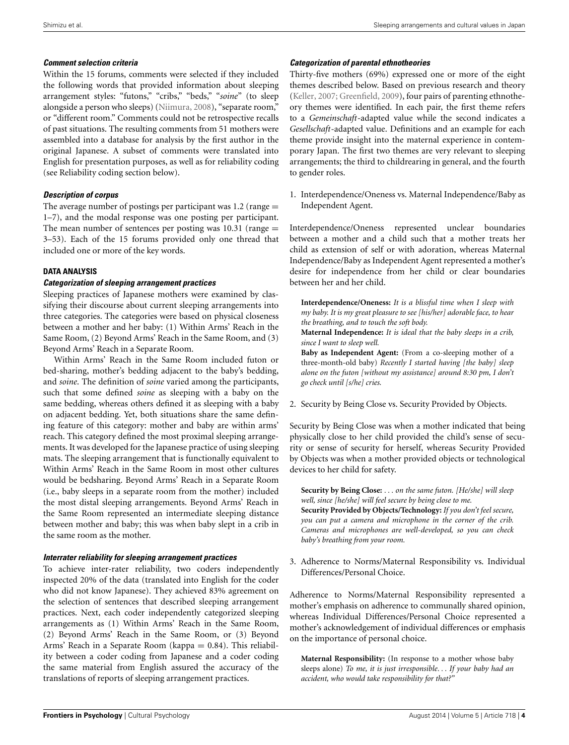#### *Comment selection criteria*

Within the 15 forums, comments were selected if they included the following words that provided information about sleeping arrangement styles: "futons," "cribs," "beds," "*soine*" (to sleep alongside a person who sleeps) (Niimura, 2008), "separate room," or "different room." Comments could not be retrospective recalls of past situations. The resulting comments from 51 mothers were assembled into a database for analysis by the first author in the original Japanese. A subset of comments were translated into English for presentation purposes, as well as for reliability coding (see Reliability coding section below).

#### *Description of corpus*

The average number of postings per participant was 1.2 (range = 1–7), and the modal response was one posting per participant. The mean number of sentences per posting was 10.31 (range = 3–53). Each of the 15 forums provided only one thread that included one or more of the key words.

### DATA ANALYSIS

#### *Categorization of sleeping arrangement practices*

Sleeping practices of Japanese mothers were examined by classifying their discourse about current sleeping arrangements into three categories. The categories were based on physical closeness between a mother and her baby: (1) Within Arms' Reach in the Same Room, (2) Beyond Arms' Reach in the Same Room, and (3) Beyond Arms' Reach in a Separate Room.

Within Arms' Reach in the Same Room included futon or bed-sharing, mother's bedding adjacent to the baby's bedding, and *soine*. The definition of *soine* varied among the participants, such that some defined *soine* as sleeping with a baby on the same bedding, whereas others defined it as sleeping with a baby on adjacent bedding. Yet, both situations share the same defining feature of this category: mother and baby are within arms' reach. This category defined the most proximal sleeping arrangements. It was developed for the Japanese practice of using sleeping mats. The sleeping arrangement that is functionally equivalent to Within Arms' Reach in the Same Room in most other cultures would be bedsharing. Beyond Arms' Reach in a Separate Room (i.e., baby sleeps in a separate room from the mother) included the most distal sleeping arrangements. Beyond Arms' Reach in the Same Room represented an intermediate sleeping distance between mother and baby; this was when baby slept in a crib in the same room as the mother.

#### *Interrater reliability for sleeping arrangement practices*

To achieve inter-rater reliability, two coders independently inspected 20% of the data (translated into English for the coder who did not know Japanese). They achieved 83% agreement on the selection of sentences that described sleeping arrangement practices. Next, each coder independently categorized sleeping arrangements as (1) Within Arms' Reach in the Same Room, (2) Beyond Arms' Reach in the Same Room, or (3) Beyond Arms' Reach in a Separate Room (kappa = 0.84). This reliability between a coder coding from Japanese and a coder coding the same material from English assured the accuracy of the translations of reports of sleeping arrangement practices.

#### *Categorization of parental ethnotheories*

Thirty-five mothers (69%) expressed one or more of the eight themes described below. Based on previous research and theory (Keller, 2007; Greenfield, 2009), four pairs of parenting ethnotheory themes were identified. In each pair, the first theme refers to a *Gemeinschaft*-adapted value while the second indicates a *Gesellschaft*-adapted value. Definitions and an example for each theme provide insight into the maternal experience in contemporary Japan. The first two themes are very relevant to sleeping arrangements; the third to childrearing in general, and the fourth to gender roles.

1. Interdependence/Oneness vs. Maternal Independence/Baby as Independent Agent.

Interdependence/Oneness represented unclear boundaries between a mother and a child such that a mother treats her child as extension of self or with adoration, whereas Maternal Independence/Baby as Independent Agent represented a mother's desire for independence from her child or clear boundaries between her and her child.

> **Interdependence/Oneness:** *It is a blissful time when I sleep with my baby. It is my great pleasure to see [his/her] adorable face, to hear the breathing, and to touch the soft body.*
>
> **Maternal Independence:** *It is ideal that the baby sleeps in a crib, since I want to sleep well.*
>
> **Baby as Independent Agent:** (From a co-sleeping mother of a three-month-old baby) *Recently I started having [the baby] sleep alone on the futon [without my assistance] around 8:30 pm, I don't go check until [s/he] cries.*

2. Security by Being Close vs. Security Provided by Objects.

Security by Being Close was when a mother indicated that being physically close to her child provided the child's sense of security or sense of security for herself, whereas Security Provided by Objects was when a mother provided objects or technological devices to her child for safety.

> **Security by Being Close:** *. . . on the same futon. [He/she] will sleep well, since [he/she] will feel secure by being close to me.*
>
> **Security Provided by Objects/Technology:** *If you don't feel secure, you can put a camera and microphone in the corner of the crib. Cameras and microphones are well-developed, so you can check baby's breathing from your room.*

3. Adherence to Norms/Maternal Responsibility vs. Individual Differences/Personal Choice.

Adherence to Norms/Maternal Responsibility represented a mother's emphasis on adherence to communally shared opinion, whereas Individual Differences/Personal Choice represented a mother's acknowledgement of individual differences or emphasis on the importance of personal choice.

> **Maternal Responsibility:** (In response to a mother whose baby sleeps alone) *To me, it is just irresponsible. . . If your baby had an accident, who would take responsibility for that?"*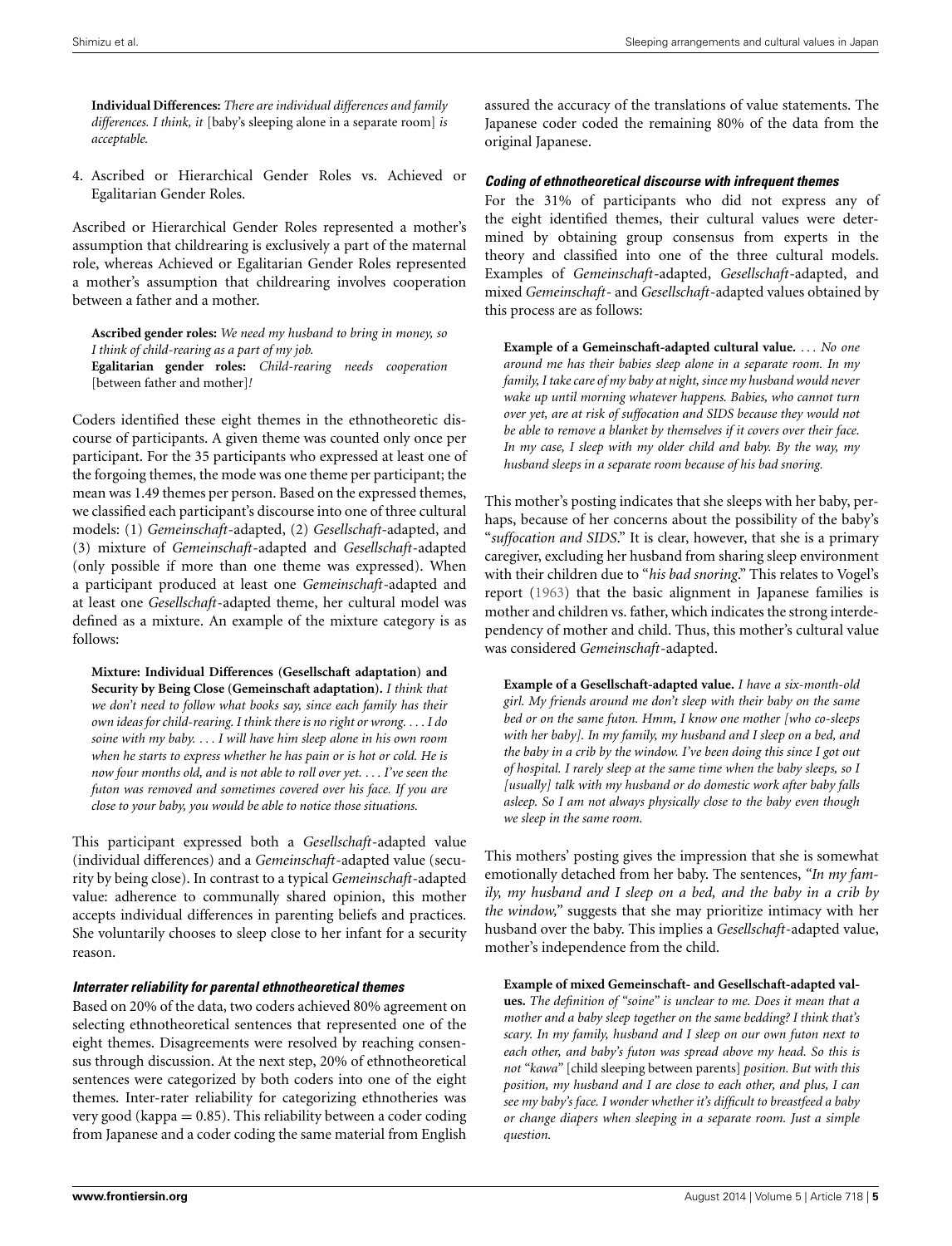**Individual Differences:** *There are individual differences and family differences. I think, it* [baby's sleeping alone in a separate room] *is acceptable.*

4. Ascribed or Hierarchical Gender Roles vs. Achieved or Egalitarian Gender Roles.

Ascribed or Hierarchical Gender Roles represented a mother's assumption that childrearing is exclusively a part of the maternal role, whereas Achieved or Egalitarian Gender Roles represented a mother's assumption that childrearing involves cooperation between a father and a mother.

**Ascribed gender roles:** *We need my husband to bring in money, so I think of child-rearing as a part of my job.*
**Egalitarian gender roles:** *Child-rearing needs cooperation* [between father and mother]*!*

Coders identified these eight themes in the ethnotheoretic discourse of participants. A given theme was counted only once per participant. For the 35 participants who expressed at least one of the forgoing themes, the mode was one theme per participant; the mean was 1.49 themes per person. Based on the expressed themes, we classified each participant's discourse into one of three cultural models: (1) *Gemeinschaft*-adapted, (2) *Gesellschaft*-adapted, and (3) mixture of *Gemeinschaft*-adapted and *Gesellschaft*-adapted (only possible if more than one theme was expressed). When a participant produced at least one *Gemeinschaft*-adapted and at least one *Gesellschaft*-adapted theme, her cultural model was defined as a mixture. An example of the mixture category is as follows:

**Mixture: Individual Differences (Gesellschaft adaptation) and Security by Being Close (Gemeinschaft adaptation).** *I think that we don't need to follow what books say, since each family has their own ideas for child-rearing. I think there is no right or wrong. . . . I do soine with my baby. . . . I will have him sleep alone in his own room when he starts to express whether he has pain or is hot or cold. He is now four months old, and is not able to roll over yet. . . . I've seen the futon was removed and sometimes covered over his face. If you are close to your baby, you would be able to notice those situations.*

This participant expressed both a *Gesellschaft*-adapted value (individual differences) and a *Gemeinschaft*-adapted value (security by being close). In contrast to a typical *Gemeinschaft*-adapted value: adherence to communally shared opinion, this mother accepts individual differences in parenting beliefs and practices. She voluntarily chooses to sleep close to her infant for a security reason.

#### Interrater reliability for parental ethnotheoretical themes

Based on 20% of the data, two coders achieved 80% agreement on selecting ethnotheoretical sentences that represented one of the eight themes. Disagreements were resolved by reaching consensus through discussion. At the next step, 20% of ethnotheoretical sentences were categorized by both coders into one of the eight themes. Inter-rater reliability for categorizing ethnotheories was very good (kappa $= 0.85$). This reliability between a coder coding from Japanese and a coder coding the same material from English assured the accuracy of the translations of value statements. The Japanese coder coded the remaining 80% of the data from the original Japanese.

#### Coding of ethnotheoretical discourse with infrequent themes

For the 31% of participants who did not express any of the eight identified themes, their cultural values were determined by obtaining group consensus from experts in the theory and classified into one of the three cultural models. Examples of *Gemeinschaft*-adapted, *Gesellschaft*-adapted, and mixed *Gemeinschaft*- and *Gesellschaft*-adapted values obtained by this process are as follows:

**Example of a Gemeinschaft-adapted cultural value.** *. . . No one around me has their babies sleep alone in a separate room. In my family, I take care of my baby at night, since my husband would never wake up until morning whatever happens. Babies, who cannot turn over yet, are at risk of suffocation and SIDS because they would not be able to remove a blanket by themselves if it covers over their face. In my case, I sleep with my older child and baby. By the way, my husband sleeps in a separate room because of his bad snoring.*

This mother's posting indicates that she sleeps with her baby, perhaps, because of her concerns about the possibility of the baby's "*suffocation and SIDS*." It is clear, however, that she is a primary caregiver, excluding her husband from sharing sleep environment with their children due to "*his bad snoring*." This relates to Vogel's report (1963) that the basic alignment in Japanese families is mother and children vs. father, which indicates the strong interdependency of mother and child. Thus, this mother's cultural value was considered *Gemeinschaft*-adapted.

**Example of a Gesellschaft-adapted value.** *I have a six-month-old girl. My friends around me don't sleep with their baby on the same bed or on the same futon. Hmm, I know one mother [who co-sleeps with her baby]. In my family, my husband and I sleep on a bed, and the baby in a crib by the window. I've been doing this since I got out of hospital. I rarely sleep at the same time when the baby sleeps, so I [usually] talk with my husband or do domestic work after baby falls asleep. So I am not always physically close to the baby even though we sleep in the same room.*

This mothers' posting gives the impression that she is somewhat emotionally detached from her baby. The sentences, "*In my family, my husband and I sleep on a bed, and the baby in a crib by the window,*" suggests that she may prioritize intimacy with her husband over the baby. This implies a *Gesellschaft*-adapted value, mother's independence from the child.

**Example of mixed Gemeinschaft- and Gesellschaft-adapted values.** *The definition of "soine" is unclear to me. Does it mean that a mother and a baby sleep together on the same bedding? I think that's scary. In my family, husband and I sleep on our own futon next to each other, and baby's futon was spread above my head. So this is not "kawa"* [child sleeping between parents] *position. But with this position, my husband and I are close to each other, and plus, I can see my baby's face. I wonder whether it's difficult to breastfeed a baby or change diapers when sleeping in a separate room. Just a simple question.*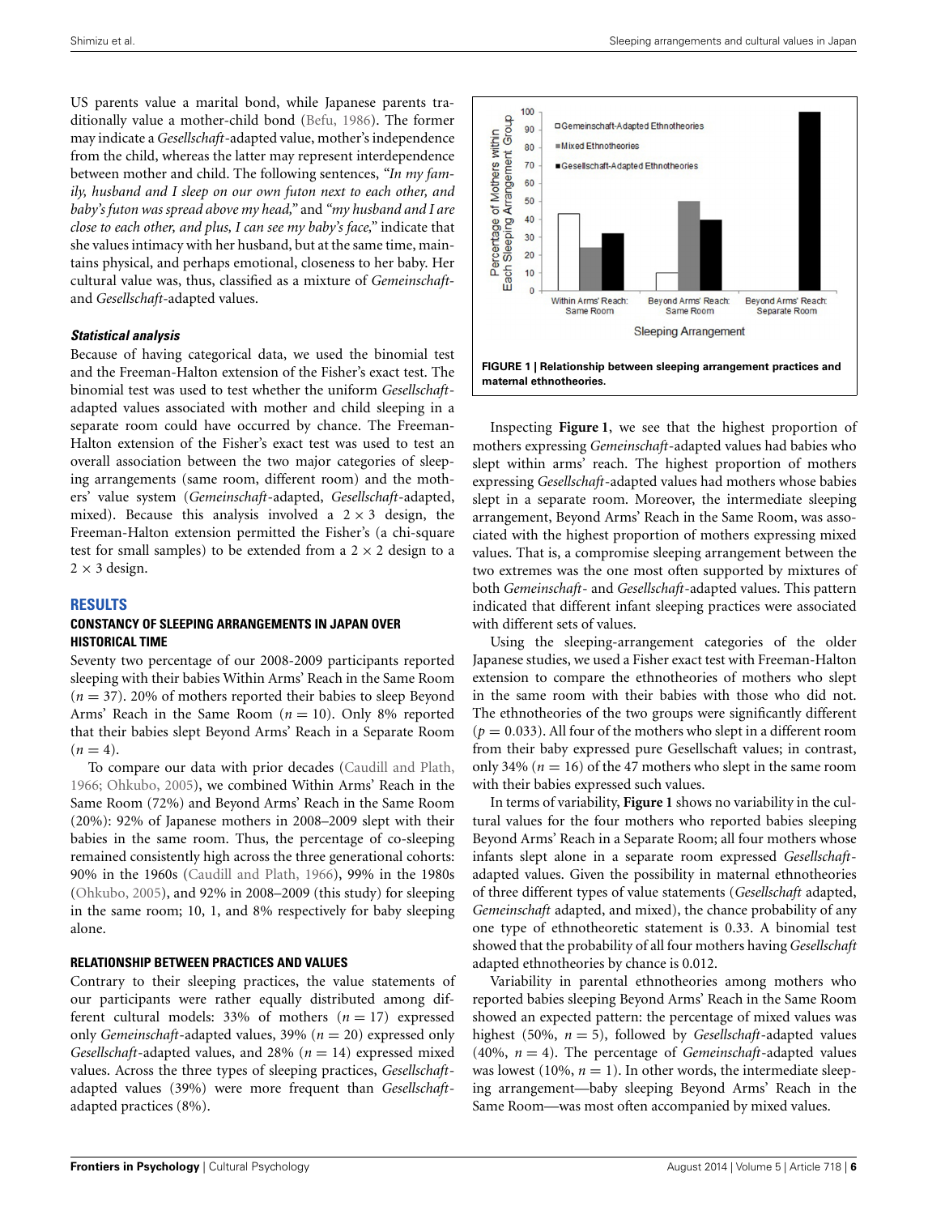US parents value a marital bond, while Japanese parents traditionally value a mother-child bond (Befu, 1986). The former may indicate a *Gesellschaft*-adapted value, mother's independence from the child, whereas the latter may represent interdependence between mother and child. The following sentences, "*In my family, husband and I sleep on our own futon next to each other, and baby's futon was spread above my head*," and "*my husband and I are close to each other, and plus, I can see my baby's face*," indicate that she values intimacy with her husband, but at the same time, maintains physical, and perhaps emotional, closeness to her baby. Her cultural value was, thus, classified as a mixture of *Gemeinschaft*- and *Gesellschaft*-adapted values.

#### *Statistical analysis*

Because of having categorical data, we used the binomial test and the Freeman-Halton extension of the Fisher's exact test. The binomial test was used to test whether the uniform *Gesellschaft*-adapted values associated with mother and child sleeping in a separate room could have occurred by chance. The Freeman-Halton extension of the Fisher's exact test was used to test an overall association between the two major categories of sleeping arrangements (same room, different room) and the mothers' value system (*Gemeinschaft*-adapted, *Gesellschaft*-adapted, mixed). Because this analysis involved a $2 \times 3$ design, the Freeman-Halton extension permitted the Fisher's (a chi-square test for small samples) to be extended from a $2 \times 2$ design to a $2 \times 3$ design.

## RESULTS

### CONSTANCY OF SLEEPING ARRANGEMENTS IN JAPAN OVER HISTORICAL TIME

Seventy two percentage of our 2008-2009 participants reported sleeping with their babies Within Arms' Reach in the Same Room ($n = 37$). 20% of mothers reported their babies to sleep Beyond Arms' Reach in the Same Room ($n = 10$). Only 8% reported that their babies slept Beyond Arms' Reach in a Separate Room ($n = 4$).

To compare our data with prior decades (Caudill and Plath, 1966; Ohkubo, 2005), we combined Within Arms' Reach in the Same Room (72%) and Beyond Arms' Reach in the Same Room (20%): 92% of Japanese mothers in 2008–2009 slept with their babies in the same room. Thus, the percentage of co-sleeping remained consistently high across the three generational cohorts: 90% in the 1960s (Caudill and Plath, 1966), 99% in the 1980s (Ohkubo, 2005), and 92% in 2008–2009 (this study) for sleeping in the same room; 10, 1, and 8% respectively for baby sleeping alone.

### RELATIONSHIP BETWEEN PRACTICES AND VALUES

Contrary to their sleeping practices, the value statements of our participants were rather equally distributed among different cultural models: 33% of mothers ($n = 17$) expressed only *Gemeinschaft*-adapted values, 39% ($n = 20$) expressed only *Gesellschaft*-adapted values, and 28% ($n = 14$) expressed mixed values. Across the three types of sleeping practices, *Gesellschaft*-adapted values (39%) were more frequent than *Gesellschaft*-adapted practices (8%).

**FIGURE 1 | Relationship between sleeping arrangement practices and maternal ethnotheories.**

Inspecting **Figure 1**, we see that the highest proportion of mothers expressing *Gemeinschaft*-adapted values had babies who slept within arms' reach. The highest proportion of mothers expressing *Gesellschaft*-adapted values had mothers whose babies slept in a separate room. Moreover, the intermediate sleeping arrangement, Beyond Arms' Reach in the Same Room, was associated with the highest proportion of mothers expressing mixed values. That is, a compromise sleeping arrangement between the two extremes was the one most often supported by mixtures of both *Gemeinschaft*- and *Gesellschaft*-adapted values. This pattern indicated that different infant sleeping practices were associated with different sets of values.

Using the sleeping-arrangement categories of the older Japanese studies, we used a Fisher exact test with Freeman-Halton extension to compare the ethnotheories of mothers who slept in the same room with their babies with those who did not. The ethnotheories of the two groups were significantly different ($p = 0.033$). All four of the mothers who slept in a different room from their baby expressed pure Gesellschaft values; in contrast, only 34% ($n = 16$) of the 47 mothers who slept in the same room with their babies expressed such values.

In terms of variability, **Figure 1** shows no variability in the cultural values for the four mothers who reported babies sleeping Beyond Arms' Reach in a Separate Room; all four mothers whose infants slept alone in a separate room expressed *Gesellschaft*-adapted values. Given the possibility in maternal ethnotheories of three different types of value statements (*Gesellschaft* adapted, *Gemeinschaft* adapted, and mixed), the chance probability of any one type of ethnotheoretic statement is 0.33. A binomial test showed that the probability of all four mothers having *Gesellschaft* adapted ethnotheories by chance is 0.012.

Variability in parental ethnotheories among mothers who reported babies sleeping Beyond Arms' Reach in the Same Room showed an expected pattern: the percentage of mixed values was highest (50%, $n = 5$), followed by *Gesellschaft*-adapted values (40%, $n = 4$). The percentage of *Gemeinschaft*-adapted values was lowest (10%, $n = 1$). In other words, the intermediate sleeping arrangement—baby sleeping Beyond Arms' Reach in the Same Room—was most often accompanied by mixed values.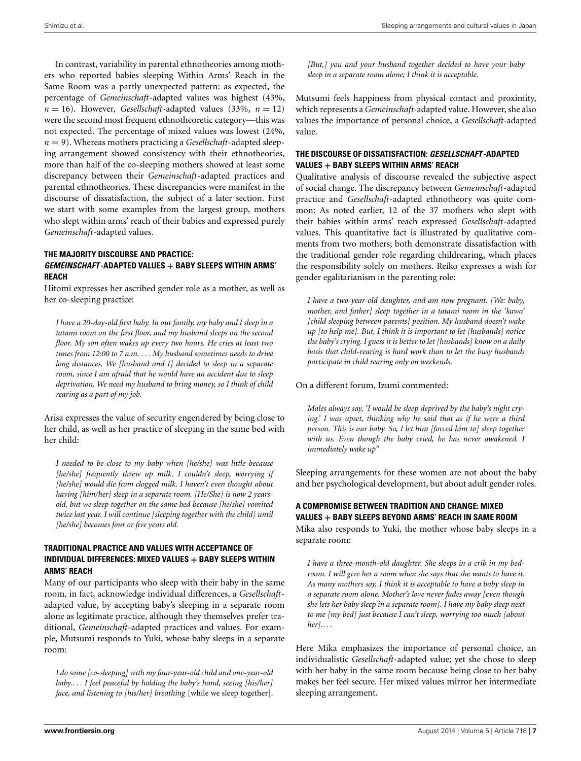In contrast, variability in parental ethnotheories among mothers who reported babies sleeping Within Arms' Reach in the Same Room was a partly unexpected pattern: as expected, the percentage of *Gemeinschaft*-adapted values was highest (43%, $n = 16$). However, *Gesellschaft*-adapted values (33%, $n = 12$) were the second most frequent ethnotheoretic category—this was not expected. The percentage of mixed values was lowest (24%, $n = 9$). Whereas mothers practicing a *Gesellschaft*-adapted sleeping arrangement showed consistency with their ethnotheories, more than half of the co-sleeping mothers showed at least some discrepancy between their *Gemeinschaft*-adapted practices and parental ethnotheories. These discrepancies were manifest in the discourse of dissatisfaction, the subject of a later section. First we start with some examples from the largest group, mothers who slept within arms' reach of their babies and expressed purely *Gemeinschaft*-adapted values.

### THE MAJORITY DISCOURSE AND PRACTICE: *GEMEINSCHAFT*-ADAPTED VALUES + BABY SLEEPS WITHIN ARMS' REACH

Hitomi expresses her ascribed gender role as a mother, as well as her co-sleeping practice:

> *I have a 20-day-old first baby. In our family, my baby and I sleep in a tatami room on the first floor, and my husband sleeps on the second floor. My son often wakes up every two hours. He cries at least two times from 12:00 to 7 a.m. . . . My husband sometimes needs to drive long distances. We [husband and I] decided to sleep in a separate room, since I am afraid that he would have an accident due to sleep deprivation. We need my husband to bring money, so I think of child rearing as a part of my job.*

Arisa expresses the value of security engendered by being close to her child, as well as her practice of sleeping in the same bed with her child:

> *I needed to be close to my baby when [he/she] was little because [he/she] frequently threw up milk. I couldn't sleep, worrying if [he/she] would die from clogged milk. I haven't even thought about having [him/her] sleep in a separate room. [He/She] is now 2 years-old, but we sleep together on the same bed because [he/she] vomited twice last year. I will continue [sleeping together with the child] until [he/she] becomes four or five years old.*

### TRADITIONAL PRACTICE AND VALUES WITH ACCEPTANCE OF INDIVIDUAL DIFFERENCES: MIXED VALUES + BABY SLEEPS WITHIN ARMS' REACH

Many of our participants who sleep with their baby in the same room, in fact, acknowledge individual differences, a *Gesellschaft*-adapted value, by accepting baby's sleeping in a separate room alone as legitimate practice, although they themselves prefer traditional, *Gemeinschaft*-adapted practices and values. For example, Mutsumi responds to Yuki, whose baby sleeps in a separate room:

> *I do soine [co-sleeping] with my four-year-old child and one-year-old baby.... I feel peaceful by holding the baby's hand, seeing [his/her] face, and listening to [his/her] breathing* [while we sleep together]. *[But,] you and your husband together decided to have your baby sleep in a separate room alone; I think it is acceptable.*

Mutsumi feels happiness from physical contact and proximity, which represents a *Gemeinschaft*-adapted value. However, she also values the importance of personal choice, a *Gesellschaft*-adapted value.

### THE DISCOURSE OF DISSATISFACTION: *GESELLSCHAFT*-ADAPTED VALUES + BABY SLEEPS WITHIN ARMS' REACH

Qualitative analysis of discourse revealed the subjective aspect of social change. The discrepancy between *Gemeinschaft*-adapted practice and *Gesellschaft*-adapted ethnotheory was quite common: As noted earlier, 12 of the 37 mothers who slept with their babies within arms' reach expressed *Gesellschaft*-adapted values. This quantitative fact is illustrated by qualitative comments from two mothers; both demonstrate dissatisfaction with the traditional gender role regarding childrearing, which places the responsibility solely on mothers. Reiko expresses a wish for gender egalitarianism in the parenting role:

> *I have a two-year-old daughter, and am now pregnant. [We: baby, mother, and father] sleep together in a tatami room in the 'kawa' [child sleeping between parents] position. My husband doesn't wake up [to help me]. But, I think it is important to let [husbands] notice the baby's crying. I guess it is better to let [husbands] know on a daily basis that child-rearing is hard work than to let the busy husbands participate in child rearing only on weekends.*

On a different forum, Izumi commented:

> *Males always say, 'I would be sleep deprived by the baby's night crying.' I was upset, thinking why he said that as if he were a third person. This is our baby. So, I let him [forced him to] sleep together with us. Even though the baby cried, he has never awakened. I immediately wake up"*

Sleeping arrangements for these women are not about the baby and her psychological development, but about adult gender roles.

### A COMPROMISE BETWEEN TRADITION AND CHANGE: MIXED VALUES + BABY SLEEPS BEYOND ARMS' REACH IN SAME ROOM

Mika also responds to Yuki, the mother whose baby sleeps in a separate room:

> *I have a three-month-old daughter. She sleeps in a crib in my bedroom. I will give her a room when she says that she wants to have it. As many mothers say, I think it is acceptable to have a baby sleep in a separate room alone. Mother's love never fades away [even though she lets her baby sleep in a separate room]. I have my baby sleep next to me [my bed] just because I can't sleep, worrying too much [about her]. . . .*

Here Mika emphasizes the importance of personal choice, an individualistic *Gesellschaft*-adapted value; yet she chose to sleep with her baby in the same room because being close to her baby makes her feel secure. Her mixed values mirror her intermediate sleeping arrangement.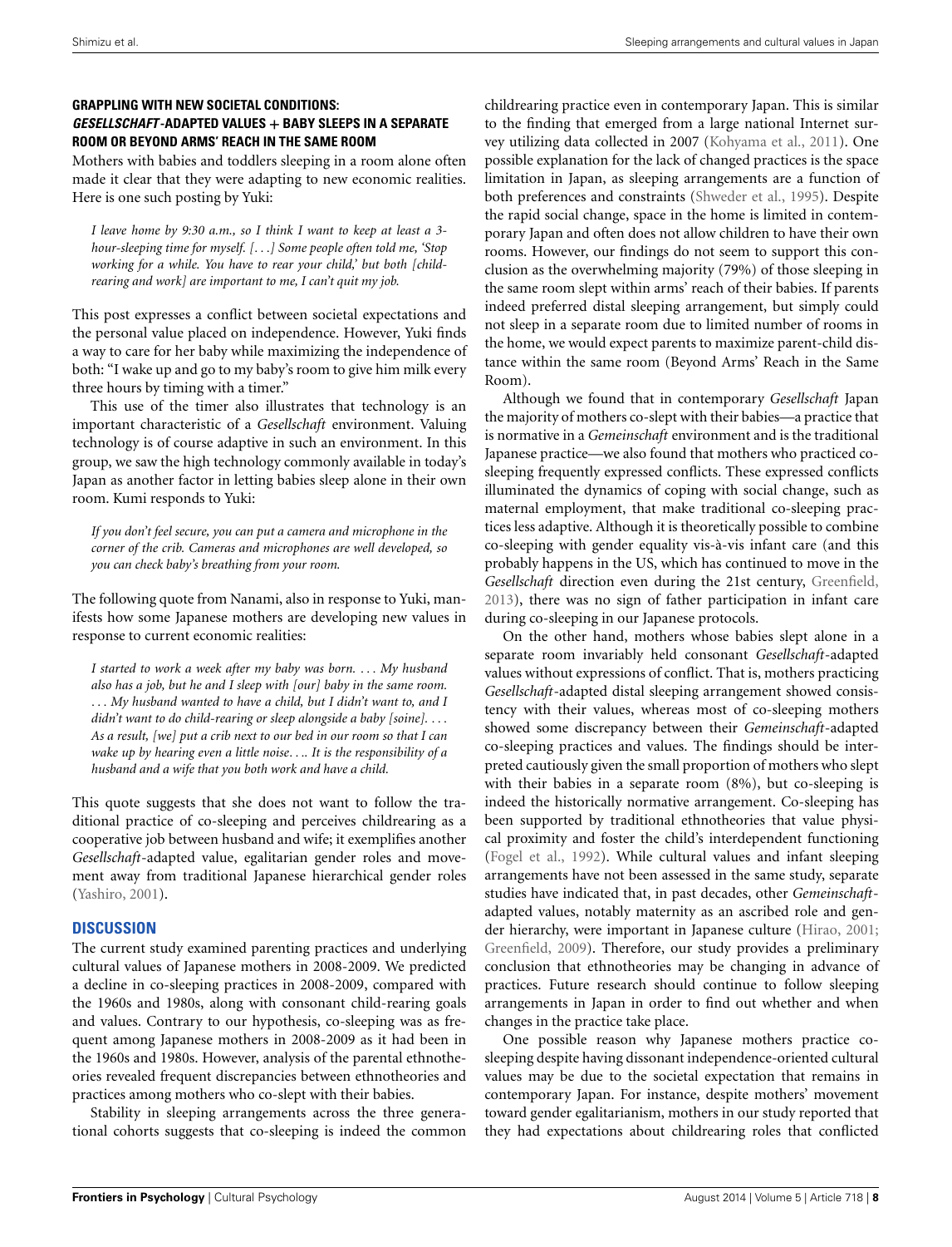### GRAPPLING WITH NEW SOCIETAL CONDITIONS: *GESELLSCHAFT*-ADAPTED VALUES + BABY SLEEPS IN A SEPARATE ROOM OR BEYOND ARMS' REACH IN THE SAME ROOM

Mothers with babies and toddlers sleeping in a room alone often made it clear that they were adapting to new economic realities. Here is one such posting by Yuki:

> *I leave home by 9:30 a.m., so I think I want to keep at least a 3-hour-sleeping time for myself. [. . .] Some people often told me, 'Stop working for a while. You have to rear your child,' but both [child-rearing and work] are important to me, I can't quit my job.*

This post expresses a conflict between societal expectations and the personal value placed on independence. However, Yuki finds a way to care for her baby while maximizing the independence of both: "I wake up and go to my baby's room to give him milk every three hours by timing with a timer."

This use of the timer also illustrates that technology is an important characteristic of a *Gesellschaft* environment. Valuing technology is of course adaptive in such an environment. In this group, we saw the high technology commonly available in today's Japan as another factor in letting babies sleep alone in their own room. Kumi responds to Yuki:

> *If you don't feel secure, you can put a camera and microphone in the corner of the crib. Cameras and microphones are well developed, so you can check baby's breathing from your room.*

The following quote from Nanami, also in response to Yuki, manifests how some Japanese mothers are developing new values in response to current economic realities:

> *I started to work a week after my baby was born. . . . My husband also has a job, but he and I sleep with [our] baby in the same room. . . . My husband wanted to have a child, but I didn't want to, and I didn't want to do child-rearing or sleep alongside a baby [soine]. . . . As a result, [we] put a crib next to our bed in our room so that I can wake up by hearing even a little noise. . .. It is the responsibility of a husband and a wife that you both work and have a child.*

This quote suggests that she does not want to follow the traditional practice of co-sleeping and perceives childrearing as a cooperative job between husband and wife; it exemplifies another *Gesellschaft*-adapted value, egalitarian gender roles and movement away from traditional Japanese hierarchical gender roles (Yashiro, 2001).

## DISCUSSION

The current study examined parenting practices and underlying cultural values of Japanese mothers in 2008-2009. We predicted a decline in co-sleeping practices in 2008-2009, compared with the 1960s and 1980s, along with consonant child-rearing goals and values. Contrary to our hypothesis, co-sleeping was as frequent among Japanese mothers in 2008-2009 as it had been in the 1960s and 1980s. However, analysis of the parental ethnotheories revealed frequent discrepancies between ethnotheories and practices among mothers who co-slept with their babies.

Stability in sleeping arrangements across the three generational cohorts suggests that co-sleeping is indeed the common childrearing practice even in contemporary Japan. This is similar to the finding that emerged from a large national Internet survey utilizing data collected in 2007 (Kohyama et al., 2011). One possible explanation for the lack of changed practices is the space limitation in Japan, as sleeping arrangements are a function of both preferences and constraints (Shweder et al., 1995). Despite the rapid social change, space in the home is limited in contemporary Japan and often does not allow children to have their own rooms. However, our findings do not seem to support this conclusion as the overwhelming majority (79%) of those sleeping in the same room slept within arms' reach of their babies. If parents indeed preferred distal sleeping arrangement, but simply could not sleep in a separate room due to limited number of rooms in the home, we would expect parents to maximize parent-child distance within the same room (Beyond Arms' Reach in the Same Room).

Although we found that in contemporary *Gesellschaft* Japan the majority of mothers co-slept with their babies—a practice that is normative in a *Gemeinschaft* environment and is the traditional Japanese practice—we also found that mothers who practiced co-sleeping frequently expressed conflicts. These expressed conflicts illuminated the dynamics of coping with social change, such as maternal employment, that make traditional co-sleeping practices less adaptive. Although it is theoretically possible to combine co-sleeping with gender equality vis-à-vis infant care (and this probably happens in the US, which has continued to move in the *Gesellschaft* direction even during the 21st century, Greenfield, 2013), there was no sign of father participation in infant care during co-sleeping in our Japanese protocols.

On the other hand, mothers whose babies slept alone in a separate room invariably held consonant *Gesellschaft*-adapted values without expressions of conflict. That is, mothers practicing *Gesellschaft*-adapted distal sleeping arrangement showed consistency with their values, whereas most of co-sleeping mothers showed some discrepancy between their *Gemeinschaft*-adapted co-sleeping practices and values. The findings should be interpreted cautiously given the small proportion of mothers who slept with their babies in a separate room (8%), but co-sleeping is indeed the historically normative arrangement. Co-sleeping has been supported by traditional ethnotheories that value physical proximity and foster the child's interdependent functioning (Fogel et al., 1992). While cultural values and infant sleeping arrangements have not been assessed in the same study, separate studies have indicated that, in past decades, other *Gemeinschaft*-adapted values, notably maternity as an ascribed role and gender hierarchy, were important in Japanese culture (Hirao, 2001; Greenfield, 2009). Therefore, our study provides a preliminary conclusion that ethnotheories may be changing in advance of practices. Future research should continue to follow sleeping arrangements in Japan in order to find out whether and when changes in the practice take place.

One possible reason why Japanese mothers practice co-sleeping despite having dissonant independence-oriented cultural values may be due to the societal expectation that remains in contemporary Japan. For instance, despite mothers' movement toward gender egalitarianism, mothers in our study reported that they had expectations about childrearing roles that conflicted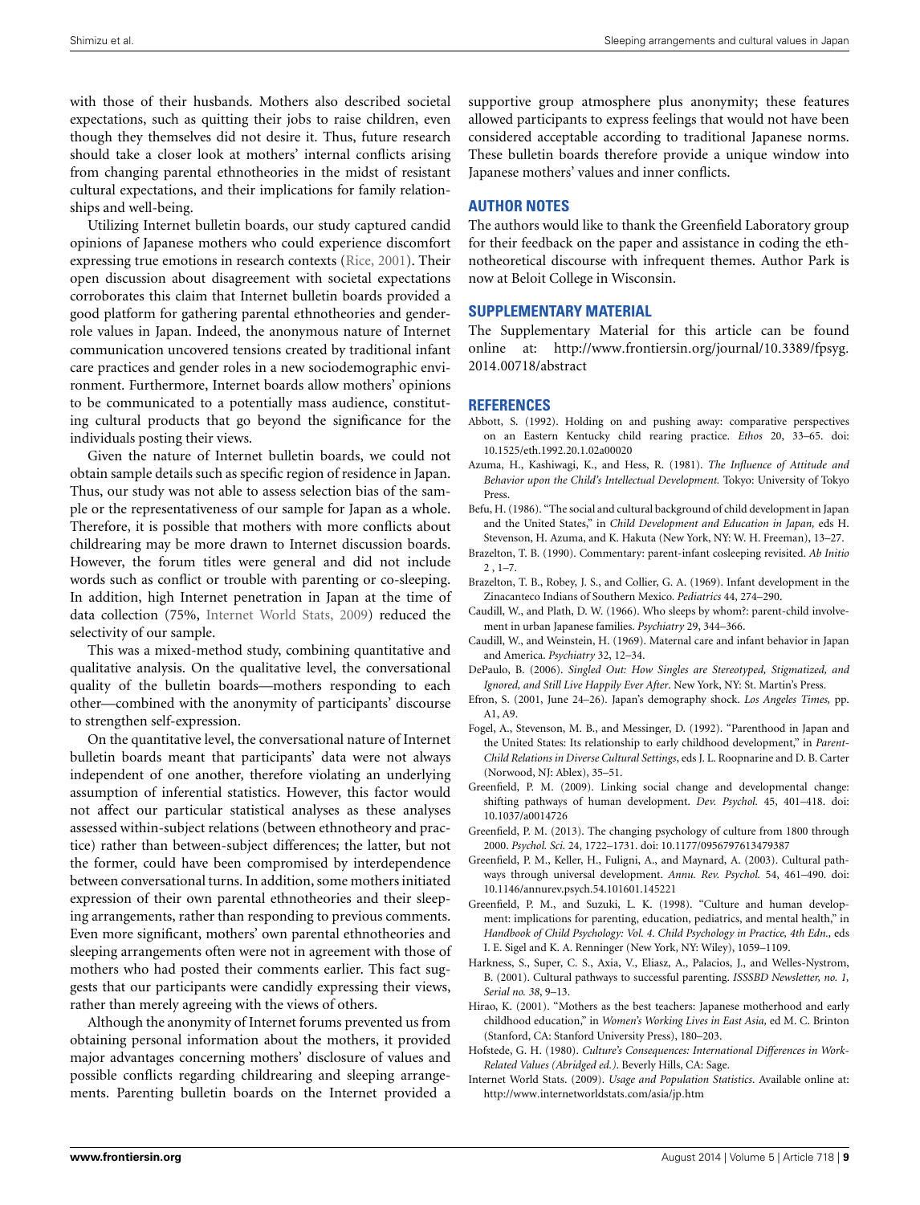with those of their husbands. Mothers also described societal expectations, such as quitting their jobs to raise children, even though they themselves did not desire it. Thus, future research should take a closer look at mothers' internal conflicts arising from changing parental ethnotheories in the midst of resistant cultural expectations, and their implications for family relationships and well-being.

Utilizing Internet bulletin boards, our study captured candid opinions of Japanese mothers who could experience discomfort expressing true emotions in research contexts (Rice, 2001). Their open discussion about disagreement with societal expectations corroborates this claim that Internet bulletin boards provided a good platform for gathering parental ethnotheories and gender-role values in Japan. Indeed, the anonymous nature of Internet communication uncovered tensions created by traditional infant care practices and gender roles in a new sociodemographic environment. Furthermore, Internet boards allow mothers' opinions to be communicated to a potentially mass audience, constituting cultural products that go beyond the significance for the individuals posting their views.

Given the nature of Internet bulletin boards, we could not obtain sample details such as specific region of residence in Japan. Thus, our study was not able to assess selection bias of the sample or the representativeness of our sample for Japan as a whole. Therefore, it is possible that mothers with more conflicts about childrearing may be more drawn to Internet discussion boards. However, the forum titles were general and did not include words such as conflict or trouble with parenting or co-sleeping. In addition, high Internet penetration in Japan at the time of data collection (75%, Internet World Stats, 2009) reduced the selectivity of our sample.

This was a mixed-method study, combining quantitative and qualitative analysis. On the qualitative level, the conversational quality of the bulletin boards—mothers responding to each other—combined with the anonymity of participants' discourse to strengthen self-expression.

On the quantitative level, the conversational nature of Internet bulletin boards meant that participants' data were not always independent of one another, therefore violating an underlying assumption of inferential statistics. However, this factor would not affect our particular statistical analyses as these analyses assessed within-subject relations (between ethnotheory and practice) rather than between-subject differences; the latter, but not the former, could have been compromised by interdependence between conversational turns. In addition, some mothers initiated expression of their own parental ethnotheories and their sleeping arrangements, rather than responding to previous comments. Even more significant, mothers' own parental ethnotheories and sleeping arrangements often were not in agreement with those of mothers who had posted their comments earlier. This fact suggests that our participants were candidly expressing their views, rather than merely agreeing with the views of others.

Although the anonymity of Internet forums prevented us from obtaining personal information about the mothers, it provided major advantages concerning mothers' disclosure of values and possible conflicts regarding childrearing and sleeping arrangements. Parenting bulletin boards on the Internet provided a supportive group atmosphere plus anonymity; these features allowed participants to express feelings that would not have been considered acceptable according to traditional Japanese norms. These bulletin boards therefore provide a unique window into Japanese mothers' values and inner conflicts.

## AUTHOR NOTES

The authors would like to thank the Greenfield Laboratory group for their feedback on the paper and assistance in coding the ethnotheoretical discourse with infrequent themes. Author Park is now at Beloit College in Wisconsin.

## SUPPLEMENTARY MATERIAL

The Supplementary Material for this article can be found online at: http://www.frontiersin.org/journal/10.3389/fpsyg.2014.00718/abstract

## REFERENCES

Abbott, S. (1992). Holding on and pushing away: comparative perspectives on an Eastern Kentucky child rearing practice. *Ethos* 20, 33–65. doi: 10.1525/eth.1992.20.1.02a00020

Azuma, H., Kashiwagi, K., and Hess, R. (1981). *The Influence of Attitude and Behavior upon the Child's Intellectual Development.* Tokyo: University of Tokyo Press.

Befu, H. (1986). "The social and cultural background of child development in Japan and the United States," in *Child Development and Education in Japan,* eds H. Stevenson, H. Azuma, and K. Hakuta (New York, NY: W. H. Freeman), 13–27.

Brazelton, T. B. (1990). Commentary: parent-infant cosleeping revisited. *Ab Initio* 2 , 1–7.

Brazelton, T. B., Robey, J. S., and Collier, G. A. (1969). Infant development in the Zinacanteco Indians of Southern Mexico. *Pediatrics* 44, 274–290.

Caudill, W., and Plath, D. W. (1966). Who sleeps by whom?: parent-child involvement in urban Japanese families. *Psychiatry* 29, 344–366.

Caudill, W., and Weinstein, H. (1969). Maternal care and infant behavior in Japan and America. *Psychiatry* 32, 12–34.

DePaulo, B. (2006). *Singled Out: How Singles are Stereotyped, Stigmatized, and Ignored, and Still Live Happily Ever After*. New York, NY: St. Martin's Press.

Efron, S. (2001, June 24–26). Japan's demography shock. *Los Angeles Times,* pp. A1, A9.

Fogel, A., Stevenson, M. B., and Messinger, D. (1992). "Parenthood in Japan and the United States: Its relationship to early childhood development," in *Parent-Child Relations in Diverse Cultural Settings*, eds J. L. Roopnarine and D. B. Carter (Norwood, NJ: Ablex), 35–51.

Greenfield, P. M. (2009). Linking social change and developmental change: shifting pathways of human development. *Dev. Psychol.* 45, 401–418. doi: 10.1037/a0014726

Greenfield, P. M. (2013). The changing psychology of culture from 1800 through 2000. *Psychol. Sci.* 24, 1722–1731. doi: 10.1177/0956797613479387

Greenfield, P. M., Keller, H., Fuligni, A., and Maynard, A. (2003). Cultural pathways through universal development. *Annu. Rev. Psychol.* 54, 461–490. doi: 10.1146/annurev.psych.54.101601.145221

Greenfield, P. M., and Suzuki, L. K. (1998). "Culture and human development: implications for parenting, education, pediatrics, and mental health," in *Handbook of Child Psychology: Vol. 4. Child Psychology in Practice, 4th Edn.,* eds I. E. Sigel and K. A. Renninger (New York, NY: Wiley), 1059–1109.

Harkness, S., Super, C. S., Axia, V., Eliasz, A., Palacios, J., and Welles-Nystrom, B. (2001). Cultural pathways to successful parenting. *ISSSBD Newsletter, no. 1, Serial no. 38*, 9–13.

Hirao, K. (2001). "Mothers as the best teachers: Japanese motherhood and early childhood education," in *Women's Working Lives in East Asia,* ed M. C. Brinton (Stanford, CA: Stanford University Press), 180–203.

Hofstede, G. H. (1980). *Culture's Consequences: International Differences in Work-Related Values (Abridged ed.).* Beverly Hills, CA: Sage.

Internet World Stats. (2009). *Usage and Population Statistics*. Available online at: http://www.internetworldstats.com/asia/jp.htm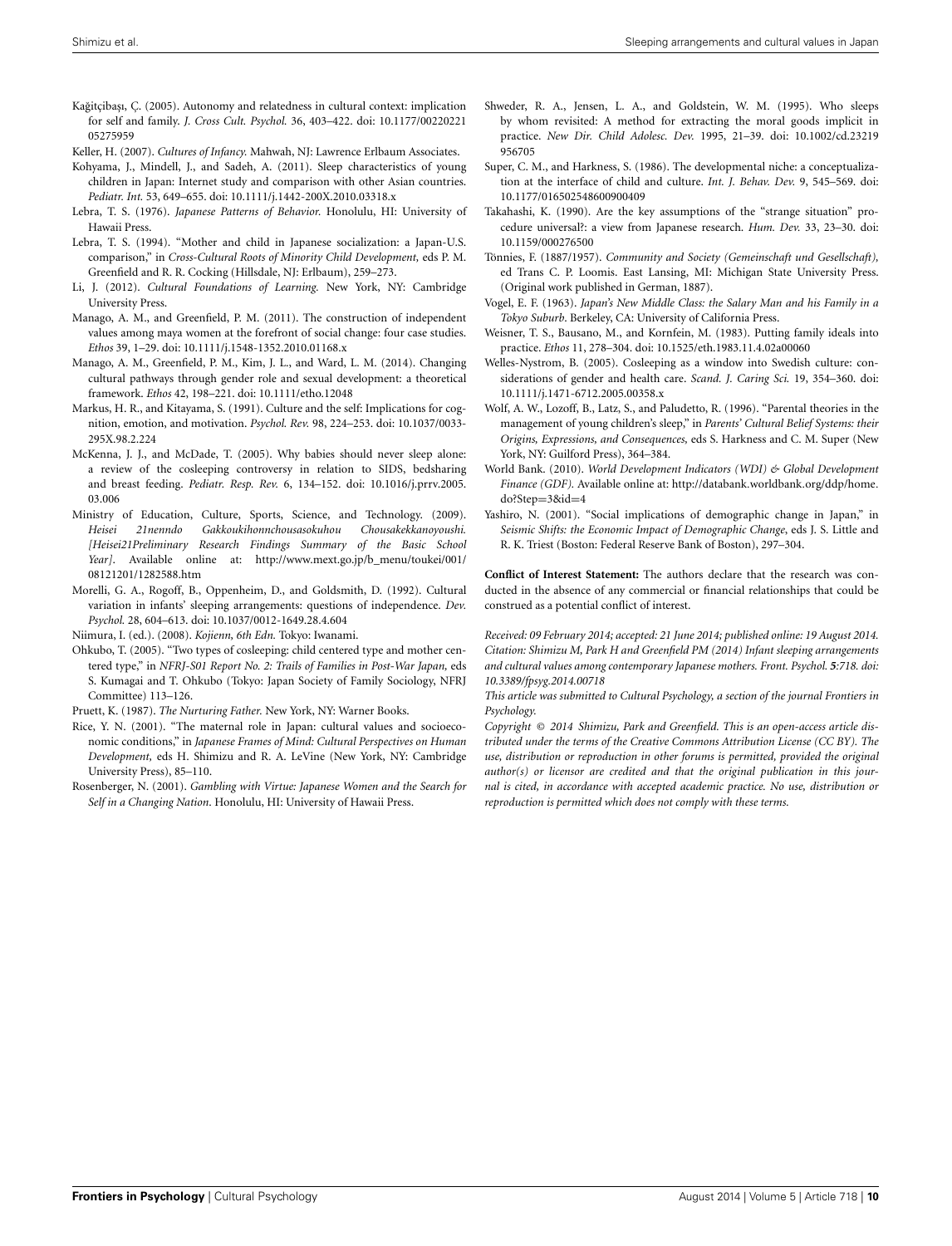Kağitçibaşı, Ç. (2005). Autonomy and relatedness in cultural context: implication for self and family. *J. Cross Cult. Psychol.* 36, 403–422. doi: 10.1177/00220221 05275959

Keller, H. (2007). *Cultures of Infancy.* Mahwah, NJ: Lawrence Erlbaum Associates.

Kohyama, J., Mindell, J., and Sadeh, A. (2011). Sleep characteristics of young children in Japan: Internet study and comparison with other Asian countries. *Pediatr. Int.* 53, 649–655. doi: 10.1111/j.1442-200X.2010.03318.x

Lebra, T. S. (1976). *Japanese Patterns of Behavior.* Honolulu, HI: University of Hawaii Press.

Lebra, T. S. (1994). "Mother and child in Japanese socialization: a Japan-U.S. comparison," in *Cross-Cultural Roots of Minority Child Development,* eds P. M. Greenfield and R. R. Cocking (Hillsdale, NJ: Erlbaum), 259–273.

Li, J. (2012). *Cultural Foundations of Learning.* New York, NY: Cambridge University Press.

Manago, A. M., and Greenfield, P. M. (2011). The construction of independent values among maya women at the forefront of social change: four case studies. *Ethos* 39, 1–29. doi: 10.1111/j.1548-1352.2010.01168.x

Manago, A. M., Greenfield, P. M., Kim, J. L., and Ward, L. M. (2014). Changing cultural pathways through gender role and sexual development: a theoretical framework. *Ethos* 42, 198–221. doi: 10.1111/etho.12048

Markus, H. R., and Kitayama, S. (1991). Culture and the self: Implications for cognition, emotion, and motivation. *Psychol. Rev.* 98, 224–253. doi: 10.1037/0033-295X.98.2.224

McKenna, J. J., and McDade, T. (2005). Why babies should never sleep alone: a review of the cosleeping controversy in relation to SIDS, bedsharing and breast feeding. *Pediatr. Resp. Rev.* 6, 134–152. doi: 10.1016/j.prrv.2005.03.006

Ministry of Education, Culture, Sports, Science, and Technology. (2009). *Heisei 21nenndo Gakkoukihonnchousasokuhou Chousakekkanoyoushi. [Heisei21Preliminary Research Findings Summary of the Basic School Year].* Available online at: http://www.mext.go.jp/b_menu/toukei/001/08121201/1282588.htm

Morelli, G. A., Rogoff, B., Oppenheim, D., and Goldsmith, D. (1992). Cultural variation in infants' sleeping arrangements: questions of independence. *Dev. Psychol.* 28, 604–613. doi: 10.1037/0012-1649.28.4.604

Niimura, I. (ed.). (2008). *Kojienn, 6th Edn.* Tokyo: Iwanami.

Ohkubo, T. (2005). "Two types of cosleeping: child centered type and mother centered type," in *NFRJ-S01 Report No. 2: Trails of Families in Post-War Japan,* eds S. Kumagai and T. Ohkubo (Tokyo: Japan Society of Family Sociology, NFRJ Committee) 113–126.

Pruett, K. (1987). *The Nurturing Father.* New York, NY: Warner Books.

Rice, Y. N. (2001). "The maternal role in Japan: cultural values and socioeconomic conditions," in *Japanese Frames of Mind: Cultural Perspectives on Human Development,* eds H. Shimizu and R. A. LeVine (New York, NY: Cambridge University Press), 85–110.

Rosenberger, N. (2001). *Gambling with Virtue: Japanese Women and the Search for Self in a Changing Nation*. Honolulu, HI: University of Hawaii Press.

Shweder, R. A., Jensen, L. A., and Goldstein, W. M. (1995). Who sleeps by whom revisited: A method for extracting the moral goods implicit in practice. *New Dir. Child Adolesc. Dev.* 1995, 21–39. doi: 10.1002/cd.23219 956705

Super, C. M., and Harkness, S. (1986). The developmental niche: a conceptualization at the interface of child and culture. *Int. J. Behav. Dev.* 9, 545–569. doi: 10.1177/016502548600900409

Takahashi, K. (1990). Are the key assumptions of the "strange situation" procedure universal?: a view from Japanese research. *Hum. Dev.* 33, 23–30. doi: 10.1159/000276500

Tönnies, F. (1887/1957). *Community and Society (Gemeinschaft und Gesellschaft),* ed Trans C. P. Loomis. East Lansing, MI: Michigan State University Press. (Original work published in German, 1887).

Vogel, E. F. (1963). *Japan's New Middle Class: the Salary Man and his Family in a Tokyo Suburb*. Berkeley, CA: University of California Press.

Weisner, T. S., Bausano, M., and Kornfein, M. (1983). Putting family ideals into practice. *Ethos* 11, 278–304. doi: 10.1525/eth.1983.11.4.02a00060

Welles-Nystrom, B. (2005). Cosleeping as a window into Swedish culture: considerations of gender and health care. *Scand. J. Caring Sci.* 19, 354–360. doi: 10.1111/j.1471-6712.2005.00358.x

Wolf, A. W., Lozoff, B., Latz, S., and Paludetto, R. (1996). "Parental theories in the management of young children's sleep," in *Parents' Cultural Belief Systems: their Origins, Expressions, and Consequences,* eds S. Harkness and C. M. Super (New York, NY: Guilford Press), 364–384.

World Bank. (2010). *World Development Indicators (WDI) & Global Development Finance (GDF).* Available online at: http://databank.worldbank.org/ddp/home.do?Step=3&id=4

Yashiro, N. (2001). "Social implications of demographic change in Japan," in *Seismic Shifts: the Economic Impact of Demographic Change*, eds J. S. Little and R. K. Triest (Boston: Federal Reserve Bank of Boston), 297–304.

**Conflict of Interest Statement:** The authors declare that the research was conducted in the absence of any commercial or financial relationships that could be construed as a potential conflict of interest.

*Received: 09 February 2014; accepted: 21 June 2014; published online: 19 August 2014.*
*Citation: Shimizu M, Park H and Greenfield PM (2014) Infant sleeping arrangements and cultural values among contemporary Japanese mothers. Front. Psychol. **5**:718. doi: 10.3389/fpsyg.2014.00718*

*This article was submitted to Cultural Psychology, a section of the journal Frontiers in Psychology.*

*Copyright © 2014 Shimizu, Park and Greenfield. This is an open-access article distributed under the terms of the Creative Commons Attribution License (CC BY). The use, distribution or reproduction in other forums is permitted, provided the original author(s) or licensor are credited and that the original publication in this journal is cited, in accordance with accepted academic practice. No use, distribution or reproduction is permitted which does not comply with these terms.*